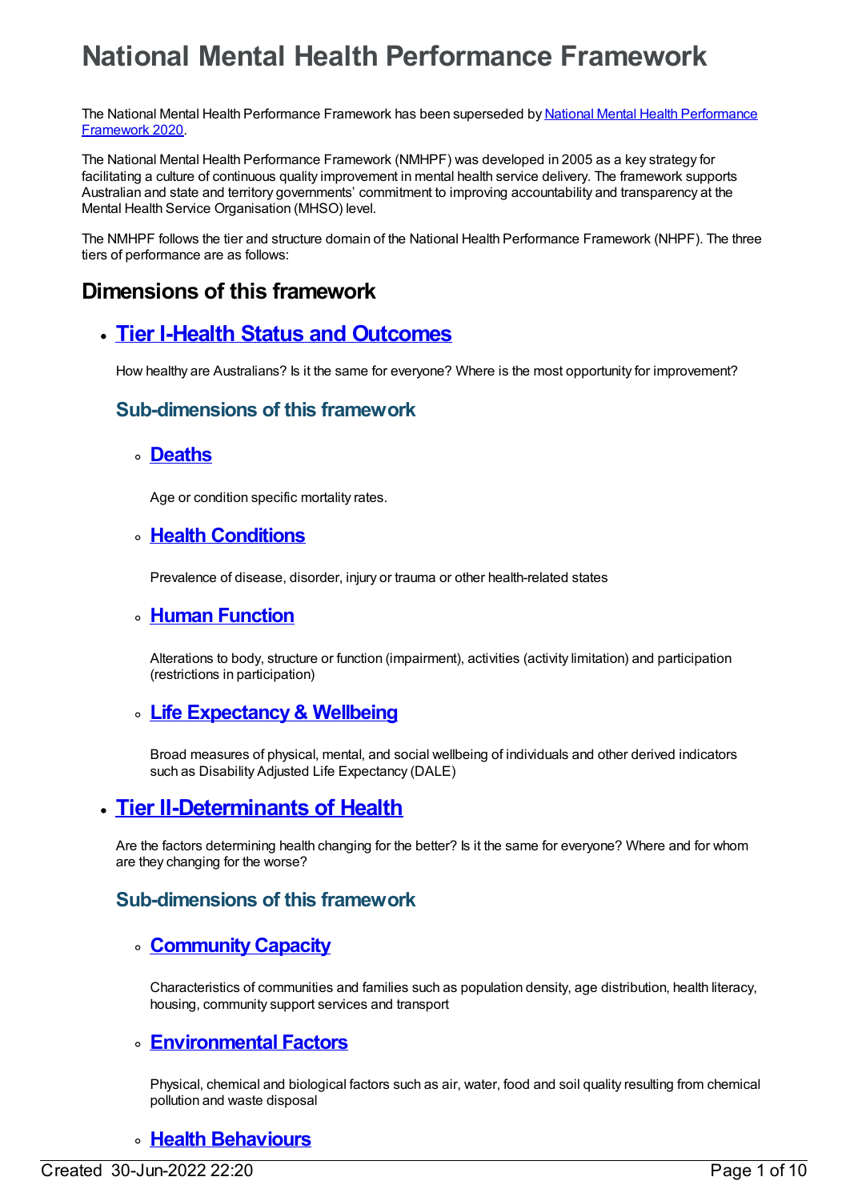# National Mental Health Performance Framework

The National Mental Health Performance Framework has been superseded by [National Mental Health Performance Framework 2020](#).

The National Mental Health Performance Framework (NMHPF) was developed in 2005 as a key strategy for facilitating a culture of continuous quality improvement in mental health service delivery. The framework supports Australian and state and territory governments' commitment to improving accountability and transparency at the Mental Health Service Organisation (MHSO) level.

The NMHPF follows the tier and structure domain of the National Health Performance Framework (NHPF). The three tiers of performance are as follows:

## Dimensions of this framework

- **[Tier I-Health Status and Outcomes](#)**

  How healthy are Australians? Is it the same for everyone? Where is the most opportunity for improvement?

  ### Sub-dimensions of this framework

  - **[Deaths](#)**

    Age or condition specific mortality rates.

  - **[Health Conditions](#)**

    Prevalence of disease, disorder, injury or trauma or other health-related states

  - **[Human Function](#)**

    Alterations to body, structure or function (impairment), activities (activity limitation) and participation (restrictions in participation)

  - **[Life Expectancy & Wellbeing](#)**

    Broad measures of physical, mental, and social wellbeing of individuals and other derived indicators such as Disability Adjusted Life Expectancy (DALE)

- **[Tier II-Determinants of Health](#)**

  Are the factors determining health changing for the better? Is it the same for everyone? Where and for whom are they changing for the worse?

  ### Sub-dimensions of this framework

  - **[Community Capacity](#)**

    Characteristics of communities and families such as population density, age distribution, health literacy, housing, community support services and transport

  - **[Environmental Factors](#)**

    Physical, chemical and biological factors such as air, water, food and soil quality resulting from chemical pollution and waste disposal

  - **[Health Behaviours](#)**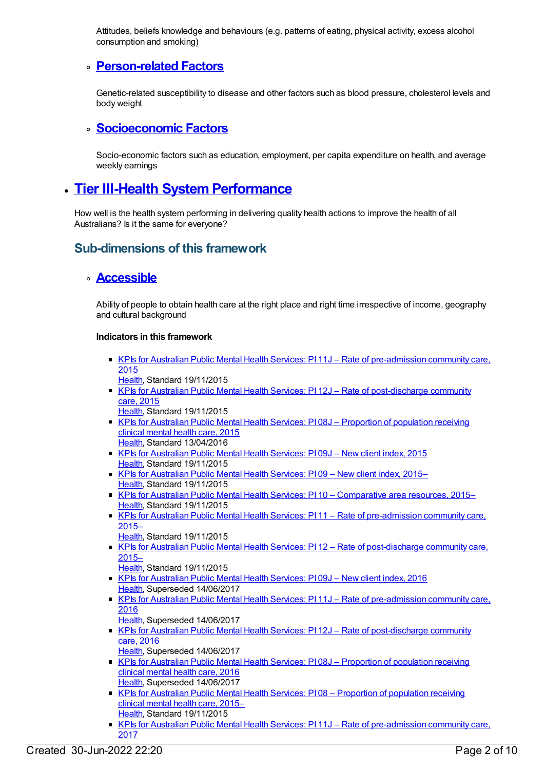Attitudes, beliefs knowledge and behaviours (e.g. patterns of eating, physical activity, excess alcohol consumption and smoking)

- ### [Person-related Factors]()

  Genetic-related susceptibility to disease and other factors such as blood pressure, cholesterol levels and body weight

- ### [Socioeconomic Factors]()

  Socio-economic factors such as education, employment, per capita expenditure on health, and average weekly earnings

## [Tier III-Health System Performance]()

How well is the health system performing in delivering quality health actions to improve the health of all Australians? Is it the same for everyone?

### Sub-dimensions of this framework

- ### [Accessible]()

  Ability of people to obtain health care at the right place and right time irrespective of income, geography and cultural background

  **Indicators in this framework**

  - [KPIs for Australian Public Mental Health Services: PI 11J – Rate of pre-admission community care, 2015]()
    [Health](), Standard 19/11/2015
  - [KPIs for Australian Public Mental Health Services: PI 12J – Rate of post-discharge community care, 2015]()
    [Health](), Standard 19/11/2015
  - [KPIs for Australian Public Mental Health Services: PI 08J – Proportion of population receiving clinical mental health care, 2015]()
    [Health](), Standard 13/04/2016
  - [KPIs for Australian Public Mental Health Services: PI 09J – New client index, 2015]()
    [Health](), Standard 19/11/2015
  - [KPIs for Australian Public Mental Health Services: PI 09 – New client index, 2015–]()
    [Health](), Standard 19/11/2015
  - [KPIs for Australian Public Mental Health Services: PI 10 – Comparative area resources, 2015–]()
    [Health](), Standard 19/11/2015
  - [KPIs for Australian Public Mental Health Services: PI 11 – Rate of pre-admission community care, 2015–]()
    [Health](), Standard 19/11/2015
  - [KPIs for Australian Public Mental Health Services: PI 12 – Rate of post-discharge community care, 2015–]()
    [Health](), Standard 19/11/2015
  - [KPIs for Australian Public Mental Health Services: PI 09J – New client index, 2016]()
    [Health](), Superseded 14/06/2017
  - [KPIs for Australian Public Mental Health Services: PI 11J – Rate of pre-admission community care, 2016]()
    [Health](), Superseded 14/06/2017
  - [KPIs for Australian Public Mental Health Services: PI 12J – Rate of post-discharge community care, 2016]()
    [Health](), Superseded 14/06/2017
  - [KPIs for Australian Public Mental Health Services: PI 08J – Proportion of population receiving clinical mental health care, 2016]()
    [Health](), Superseded 14/06/2017
  - [KPIs for Australian Public Mental Health Services: PI 08 – Proportion of population receiving clinical mental health care, 2015–]()
    [Health](), Standard 19/11/2015
  - [KPIs for Australian Public Mental Health Services: PI 11J – Rate of pre-admission community care, 2017]()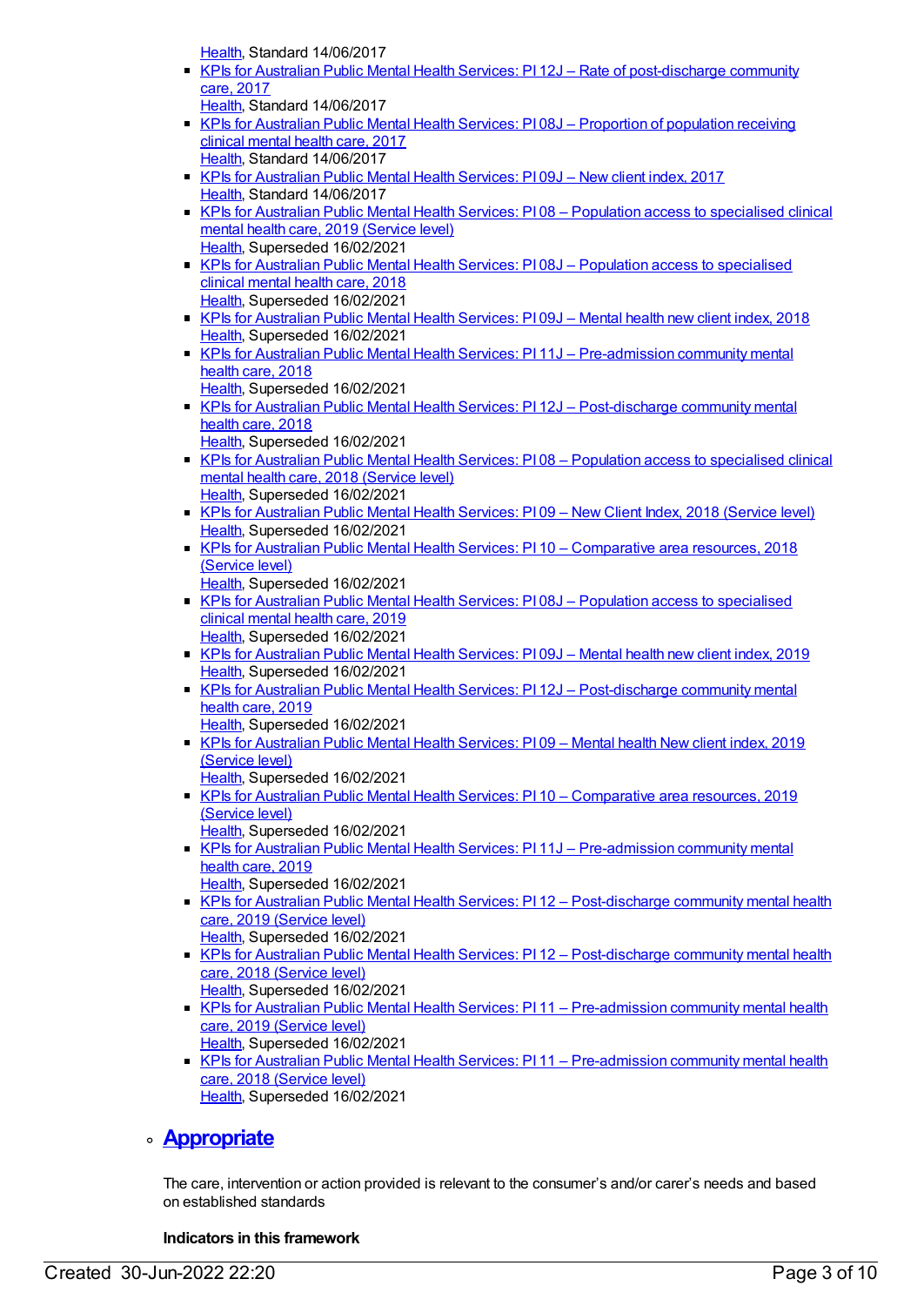[Health](#), Standard 14/06/2017

- [KPIs for Australian Public Mental Health Services: PI 12J – Rate of post-discharge community care, 2017](#)
  [Health](#), Standard 14/06/2017
- [KPIs for Australian Public Mental Health Services: PI 08J – Proportion of population receiving clinical mental health care, 2017](#)
  [Health](#), Standard 14/06/2017
- [KPIs for Australian Public Mental Health Services: PI 09J – New client index, 2017](#)
  [Health](#), Standard 14/06/2017
- [KPIs for Australian Public Mental Health Services: PI 08 – Population access to specialised clinical mental health care, 2019 (Service level)](#)
  [Health](#), Superseded 16/02/2021
- [KPIs for Australian Public Mental Health Services: PI 08J – Population access to specialised clinical mental health care, 2018](#)
  [Health](#), Superseded 16/02/2021
- [KPIs for Australian Public Mental Health Services: PI 09J – Mental health new client index, 2018](#)
  [Health](#), Superseded 16/02/2021
- [KPIs for Australian Public Mental Health Services: PI 11J – Pre-admission community mental health care, 2018](#)
  [Health](#), Superseded 16/02/2021
- [KPIs for Australian Public Mental Health Services: PI 12J – Post-discharge community mental health care, 2018](#)
  [Health](#), Superseded 16/02/2021
- [KPIs for Australian Public Mental Health Services: PI 08 – Population access to specialised clinical mental health care, 2018 (Service level)](#)
  [Health](#), Superseded 16/02/2021
- [KPIs for Australian Public Mental Health Services: PI 09 – New Client Index, 2018 (Service level)](#)
  [Health](#), Superseded 16/02/2021
- [KPIs for Australian Public Mental Health Services: PI 10 – Comparative area resources, 2018 (Service level)](#)
  [Health](#), Superseded 16/02/2021
- [KPIs for Australian Public Mental Health Services: PI 08J – Population access to specialised clinical mental health care, 2019](#)
  [Health](#), Superseded 16/02/2021
- [KPIs for Australian Public Mental Health Services: PI 09J – Mental health new client index, 2019](#)
  [Health](#), Superseded 16/02/2021
- [KPIs for Australian Public Mental Health Services: PI 12J – Post-discharge community mental health care, 2019](#)
  [Health](#), Superseded 16/02/2021
- [KPIs for Australian Public Mental Health Services: PI 09 – Mental health New client index, 2019 (Service level)](#)
  [Health](#), Superseded 16/02/2021
- [KPIs for Australian Public Mental Health Services: PI 10 – Comparative area resources, 2019 (Service level)](#)
  [Health](#), Superseded 16/02/2021
- [KPIs for Australian Public Mental Health Services: PI 11J – Pre-admission community mental health care, 2019](#)
  [Health](#), Superseded 16/02/2021
- [KPIs for Australian Public Mental Health Services: PI 12 – Post-discharge community mental health care, 2019 (Service level)](#)
  [Health](#), Superseded 16/02/2021
- [KPIs for Australian Public Mental Health Services: PI 12 – Post-discharge community mental health care, 2018 (Service level)](#)
  [Health](#), Superseded 16/02/2021
- [KPIs for Australian Public Mental Health Services: PI 11 – Pre-admission community mental health care, 2019 (Service level)](#)
  [Health](#), Superseded 16/02/2021
- [KPIs for Australian Public Mental Health Services: PI 11 – Pre-admission community mental health care, 2018 (Service level)](#)
  [Health](#), Superseded 16/02/2021

## [Appropriate](#)

The care, intervention or action provided is relevant to the consumer's and/or carer's needs and based on established standards

**Indicators in this framework**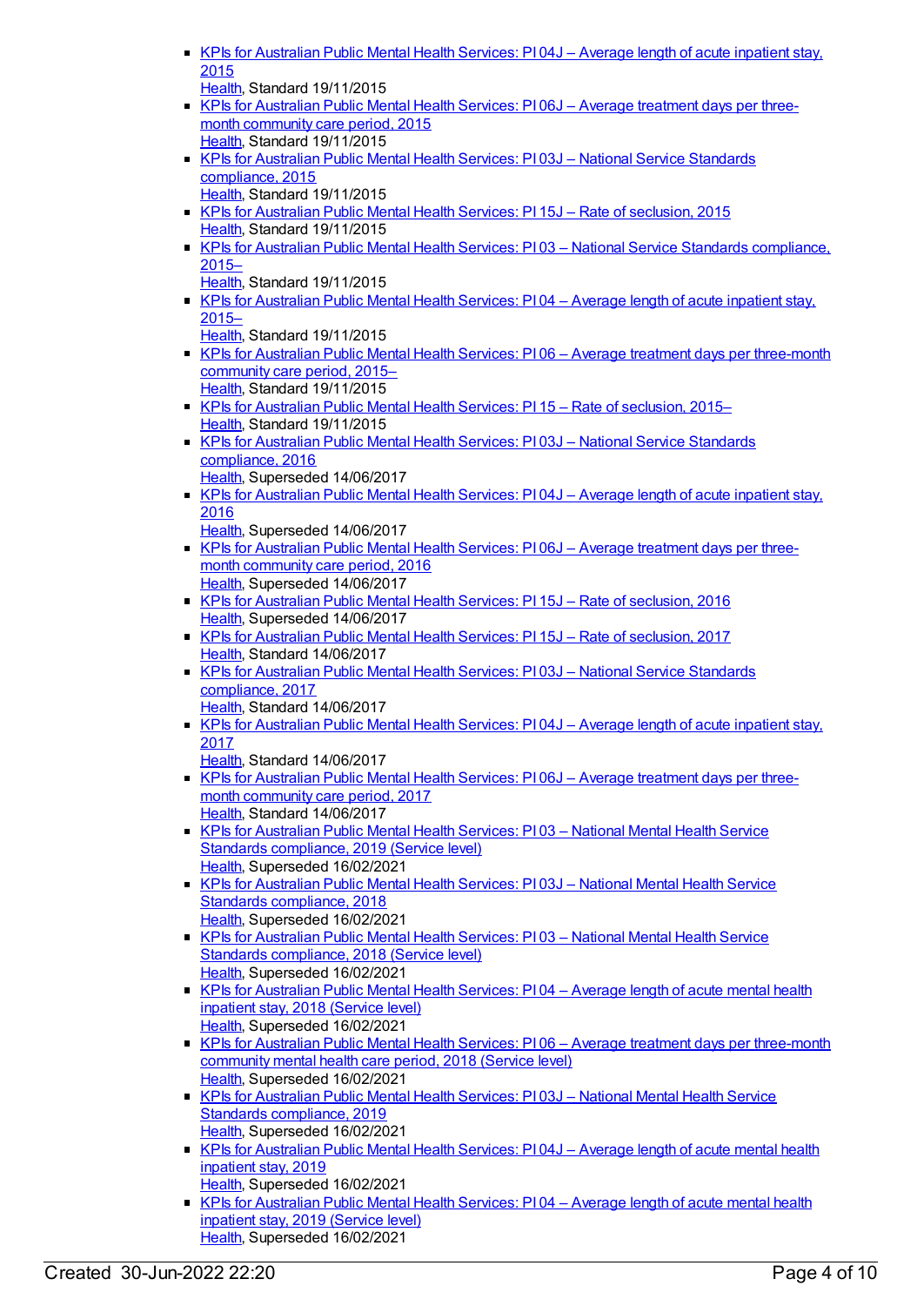- KPIs for Australian Public Mental Health Services: PI 04J – Average length of acute inpatient stay, 2015
  Health, Standard 19/11/2015
- KPIs for Australian Public Mental Health Services: PI 06J – Average treatment days per three-month community care period, 2015
  Health, Standard 19/11/2015
- KPIs for Australian Public Mental Health Services: PI 03J – National Service Standards compliance, 2015
  Health, Standard 19/11/2015
- KPIs for Australian Public Mental Health Services: PI 15J – Rate of seclusion, 2015
  Health, Standard 19/11/2015
- KPIs for Australian Public Mental Health Services: PI 03 – National Service Standards compliance, 2015–
  Health, Standard 19/11/2015
- KPIs for Australian Public Mental Health Services: PI 04 – Average length of acute inpatient stay, 2015–
  Health, Standard 19/11/2015
- KPIs for Australian Public Mental Health Services: PI 06 – Average treatment days per three-month community care period, 2015–
  Health, Standard 19/11/2015
- KPIs for Australian Public Mental Health Services: PI 15 – Rate of seclusion, 2015–
  Health, Standard 19/11/2015
- KPIs for Australian Public Mental Health Services: PI 03J – National Service Standards compliance, 2016
  Health, Superseded 14/06/2017
- KPIs for Australian Public Mental Health Services: PI 04J – Average length of acute inpatient stay, 2016
  Health, Superseded 14/06/2017
- KPIs for Australian Public Mental Health Services: PI 06J – Average treatment days per three-month community care period, 2016
  Health, Superseded 14/06/2017
- KPIs for Australian Public Mental Health Services: PI 15J – Rate of seclusion, 2016
  Health, Superseded 14/06/2017
- KPIs for Australian Public Mental Health Services: PI 15J – Rate of seclusion, 2017
  Health, Standard 14/06/2017
- KPIs for Australian Public Mental Health Services: PI 03J – National Service Standards compliance, 2017
  Health, Standard 14/06/2017
- KPIs for Australian Public Mental Health Services: PI 04J – Average length of acute inpatient stay, 2017
  Health, Standard 14/06/2017
- KPIs for Australian Public Mental Health Services: PI 06J – Average treatment days per three-month community care period, 2017
  Health, Standard 14/06/2017
- KPIs for Australian Public Mental Health Services: PI 03 – National Mental Health Service Standards compliance, 2019 (Service level)
  Health, Superseded 16/02/2021
- KPIs for Australian Public Mental Health Services: PI 03J – National Mental Health Service Standards compliance, 2018
  Health, Superseded 16/02/2021
- KPIs for Australian Public Mental Health Services: PI 03 – National Mental Health Service Standards compliance, 2018 (Service level)
  Health, Superseded 16/02/2021
- KPIs for Australian Public Mental Health Services: PI 04 – Average length of acute mental health inpatient stay, 2018 (Service level)
  Health, Superseded 16/02/2021
- KPIs for Australian Public Mental Health Services: PI 06 – Average treatment days per three-month community mental health care period, 2018 (Service level)
  Health, Superseded 16/02/2021
- KPIs for Australian Public Mental Health Services: PI 03J – National Mental Health Service Standards compliance, 2019
  Health, Superseded 16/02/2021
- KPIs for Australian Public Mental Health Services: PI 04J – Average length of acute mental health inpatient stay, 2019
  Health, Superseded 16/02/2021
- KPIs for Australian Public Mental Health Services: PI 04 – Average length of acute mental health inpatient stay, 2019 (Service level)
  Health, Superseded 16/02/2021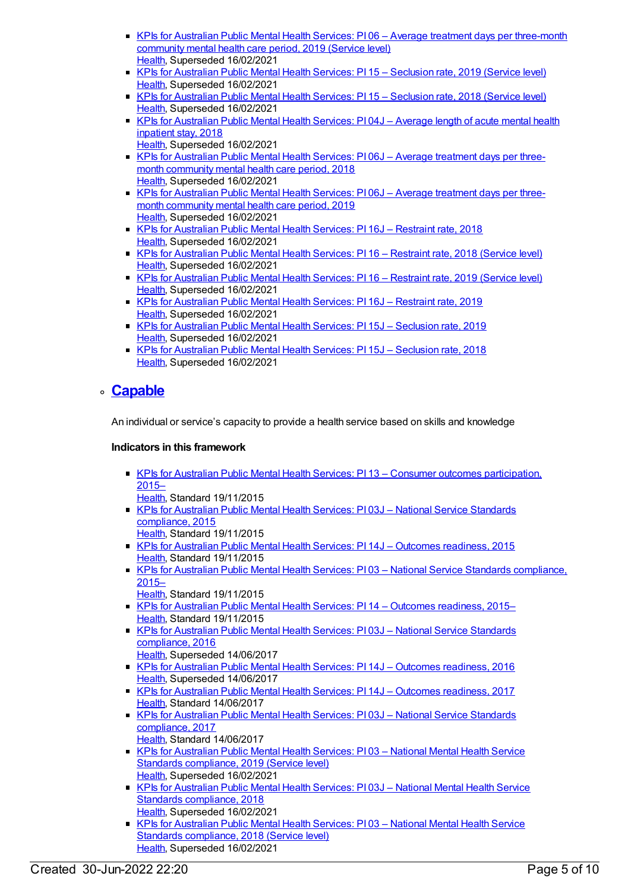- KPIs for Australian Public Mental Health Services: PI 06 – Average treatment days per three-month community mental health care period, 2019 (Service level)
  Health, Superseded 16/02/2021
- KPIs for Australian Public Mental Health Services: PI 15 – Seclusion rate, 2019 (Service level)
  Health, Superseded 16/02/2021
- KPIs for Australian Public Mental Health Services: PI 15 – Seclusion rate, 2018 (Service level)
  Health, Superseded 16/02/2021
- KPIs for Australian Public Mental Health Services: PI 04J – Average length of acute mental health inpatient stay, 2018
  Health, Superseded 16/02/2021
- KPIs for Australian Public Mental Health Services: PI 06J – Average treatment days per three-month community mental health care period, 2018
  Health, Superseded 16/02/2021
- KPIs for Australian Public Mental Health Services: PI 06J – Average treatment days per three-month community mental health care period, 2019
  Health, Superseded 16/02/2021
- KPIs for Australian Public Mental Health Services: PI 16J – Restraint rate, 2018
  Health, Superseded 16/02/2021
- KPIs for Australian Public Mental Health Services: PI 16 – Restraint rate, 2018 (Service level)
  Health, Superseded 16/02/2021
- KPIs for Australian Public Mental Health Services: PI 16 – Restraint rate, 2019 (Service level)
  Health, Superseded 16/02/2021
- KPIs for Australian Public Mental Health Services: PI 16J – Restraint rate, 2019
  Health, Superseded 16/02/2021
- KPIs for Australian Public Mental Health Services: PI 15J – Seclusion rate, 2019
  Health, Superseded 16/02/2021
- KPIs for Australian Public Mental Health Services: PI 15J – Seclusion rate, 2018
  Health, Superseded 16/02/2021

## Capable

An individual or service's capacity to provide a health service based on skills and knowledge

**Indicators in this framework**

- KPIs for Australian Public Mental Health Services: PI 13 – Consumer outcomes participation, 2015–
  Health, Standard 19/11/2015
- KPIs for Australian Public Mental Health Services: PI 03J – National Service Standards compliance, 2015
  Health, Standard 19/11/2015
- KPIs for Australian Public Mental Health Services: PI 14J – Outcomes readiness, 2015
  Health, Standard 19/11/2015
- KPIs for Australian Public Mental Health Services: PI 03 – National Service Standards compliance, 2015–
  Health, Standard 19/11/2015
- KPIs for Australian Public Mental Health Services: PI 14 – Outcomes readiness, 2015–
  Health, Standard 19/11/2015
- KPIs for Australian Public Mental Health Services: PI 03J – National Service Standards compliance, 2016
  Health, Superseded 14/06/2017
- KPIs for Australian Public Mental Health Services: PI 14J – Outcomes readiness, 2016
  Health, Superseded 14/06/2017
- KPIs for Australian Public Mental Health Services: PI 14J – Outcomes readiness, 2017
  Health, Standard 14/06/2017
- KPIs for Australian Public Mental Health Services: PI 03J – National Service Standards compliance, 2017
  Health, Standard 14/06/2017
- KPIs for Australian Public Mental Health Services: PI 03 – National Mental Health Service Standards compliance, 2019 (Service level)
  Health, Superseded 16/02/2021
- KPIs for Australian Public Mental Health Services: PI 03J – National Mental Health Service Standards compliance, 2018
  Health, Superseded 16/02/2021
- KPIs for Australian Public Mental Health Services: PI 03 – National Mental Health Service Standards compliance, 2018 (Service level)
  Health, Superseded 16/02/2021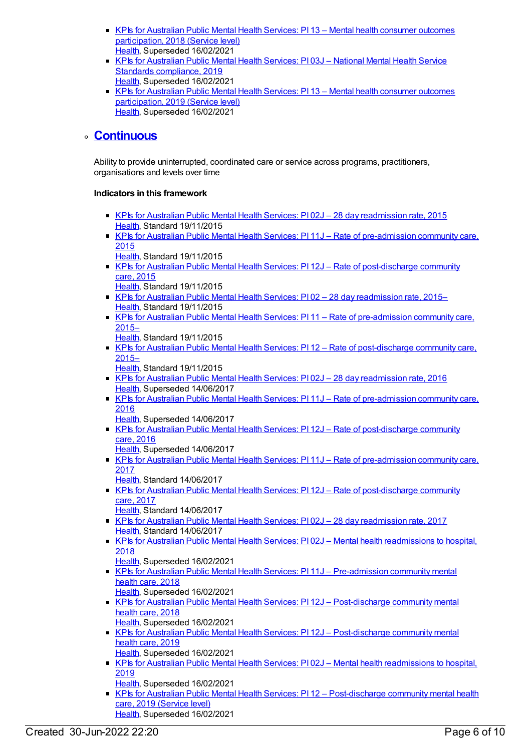- [KPIs for Australian Public Mental Health Services: PI 13 – Mental health consumer outcomes participation, 2018 (Service level)](#)
  [Health](#), Superseded 16/02/2021
- [KPIs for Australian Public Mental Health Services: PI 03J – National Mental Health Service Standards compliance, 2019](#)
  [Health](#), Superseded 16/02/2021
- [KPIs for Australian Public Mental Health Services: PI 13 – Mental health consumer outcomes participation, 2019 (Service level)](#)
  [Health](#), Superseded 16/02/2021

### [Continuous](#)

Ability to provide uninterrupted, coordinated care or service across programs, practitioners, organisations and levels over time

**Indicators in this framework**

- [KPIs for Australian Public Mental Health Services: PI 02J – 28 day readmission rate, 2015](#)
  [Health](#), Standard 19/11/2015
- [KPIs for Australian Public Mental Health Services: PI 11J – Rate of pre-admission community care, 2015](#)
  [Health](#), Standard 19/11/2015
- [KPIs for Australian Public Mental Health Services: PI 12J – Rate of post-discharge community care, 2015](#)
  [Health](#), Standard 19/11/2015
- [KPIs for Australian Public Mental Health Services: PI 02 – 28 day readmission rate, 2015–](#)
  [Health](#), Standard 19/11/2015
- [KPIs for Australian Public Mental Health Services: PI 11 – Rate of pre-admission community care, 2015–](#)
  [Health](#), Standard 19/11/2015
- [KPIs for Australian Public Mental Health Services: PI 12 – Rate of post-discharge community care, 2015–](#)
  [Health](#), Standard 19/11/2015
- [KPIs for Australian Public Mental Health Services: PI 02J – 28 day readmission rate, 2016](#)
  [Health](#), Superseded 14/06/2017
- [KPIs for Australian Public Mental Health Services: PI 11J – Rate of pre-admission community care, 2016](#)
  [Health](#), Superseded 14/06/2017
- [KPIs for Australian Public Mental Health Services: PI 12J – Rate of post-discharge community care, 2016](#)
  [Health](#), Superseded 14/06/2017
- [KPIs for Australian Public Mental Health Services: PI 11J – Rate of pre-admission community care, 2017](#)
  [Health](#), Standard 14/06/2017
- [KPIs for Australian Public Mental Health Services: PI 12J – Rate of post-discharge community care, 2017](#)
  [Health](#), Standard 14/06/2017
- [KPIs for Australian Public Mental Health Services: PI 02J – 28 day readmission rate, 2017](#)
  [Health](#), Standard 14/06/2017
- [KPIs for Australian Public Mental Health Services: PI 02J – Mental health readmissions to hospital, 2018](#)
  [Health](#), Superseded 16/02/2021
- [KPIs for Australian Public Mental Health Services: PI 11J – Pre-admission community mental health care, 2018](#)
  [Health](#), Superseded 16/02/2021
- [KPIs for Australian Public Mental Health Services: PI 12J – Post-discharge community mental health care, 2018](#)
  [Health](#), Superseded 16/02/2021
- [KPIs for Australian Public Mental Health Services: PI 12J – Post-discharge community mental health care, 2019](#)
  [Health](#), Superseded 16/02/2021
- [KPIs for Australian Public Mental Health Services: PI 02J – Mental health readmissions to hospital, 2019](#)
  [Health](#), Superseded 16/02/2021
- [KPIs for Australian Public Mental Health Services: PI 12 – Post-discharge community mental health care, 2019 (Service level)](#)
  [Health](#), Superseded 16/02/2021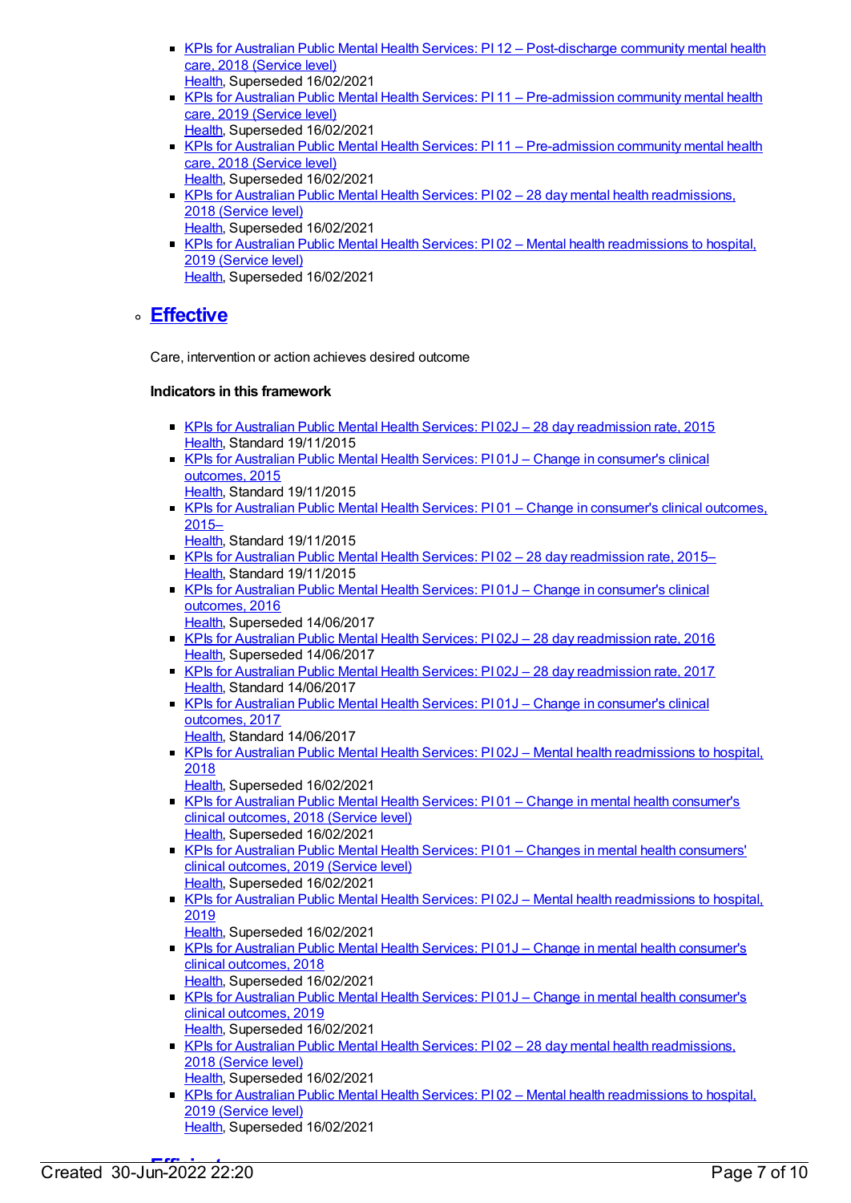- KPIs for Australian Public Mental Health Services: PI 12 – Post-discharge community mental health care, 2018 (Service level)
  Health, Superseded 16/02/2021
- KPIs for Australian Public Mental Health Services: PI 11 – Pre-admission community mental health care, 2019 (Service level)
  Health, Superseded 16/02/2021
- KPIs for Australian Public Mental Health Services: PI 11 – Pre-admission community mental health care, 2018 (Service level)
  Health, Superseded 16/02/2021
- KPIs for Australian Public Mental Health Services: PI 02 – 28 day mental health readmissions, 2018 (Service level)
  Health, Superseded 16/02/2021
- KPIs for Australian Public Mental Health Services: PI 02 – Mental health readmissions to hospital, 2019 (Service level)
  Health, Superseded 16/02/2021

## Effective

Care, intervention or action achieves desired outcome

**Indicators in this framework**

- KPIs for Australian Public Mental Health Services: PI 02J – 28 day readmission rate, 2015
  Health, Standard 19/11/2015
- KPIs for Australian Public Mental Health Services: PI 01J – Change in consumer's clinical outcomes, 2015
  Health, Standard 19/11/2015
- KPIs for Australian Public Mental Health Services: PI 01 – Change in consumer's clinical outcomes, 2015–
  Health, Standard 19/11/2015
- KPIs for Australian Public Mental Health Services: PI 02 – 28 day readmission rate, 2015–
  Health, Standard 19/11/2015
- KPIs for Australian Public Mental Health Services: PI 01J – Change in consumer's clinical outcomes, 2016
  Health, Superseded 14/06/2017
- KPIs for Australian Public Mental Health Services: PI 02J – 28 day readmission rate, 2016
  Health, Superseded 14/06/2017
- KPIs for Australian Public Mental Health Services: PI 02J – 28 day readmission rate, 2017
  Health, Standard 14/06/2017
- KPIs for Australian Public Mental Health Services: PI 01J – Change in consumer's clinical outcomes, 2017
  Health, Standard 14/06/2017
- KPIs for Australian Public Mental Health Services: PI 02J – Mental health readmissions to hospital, 2018
  Health, Superseded 16/02/2021
- KPIs for Australian Public Mental Health Services: PI 01 – Change in mental health consumer's clinical outcomes, 2018 (Service level)
  Health, Superseded 16/02/2021
- KPIs for Australian Public Mental Health Services: PI 01 – Changes in mental health consumers' clinical outcomes, 2019 (Service level)
  Health, Superseded 16/02/2021
- KPIs for Australian Public Mental Health Services: PI 02J – Mental health readmissions to hospital, 2019
  Health, Superseded 16/02/2021
- KPIs for Australian Public Mental Health Services: PI 01J – Change in mental health consumer's clinical outcomes, 2018
  Health, Superseded 16/02/2021
- KPIs for Australian Public Mental Health Services: PI 01J – Change in mental health consumer's clinical outcomes, 2019
  Health, Superseded 16/02/2021
- KPIs for Australian Public Mental Health Services: PI 02 – 28 day mental health readmissions, 2018 (Service level)
  Health, Superseded 16/02/2021
- KPIs for Australian Public Mental Health Services: PI 02 – Mental health readmissions to hospital, 2019 (Service level)
  Health, Superseded 16/02/2021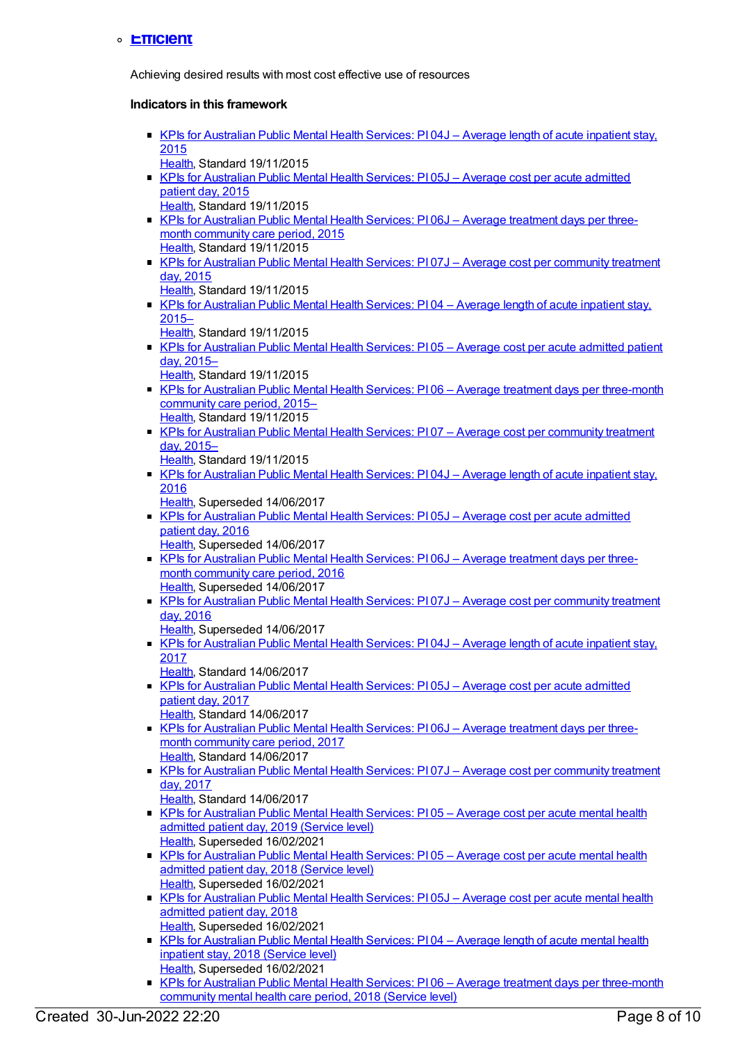- **Efficient**

  Achieving desired results with most cost effective use of resources

  **Indicators in this framework**

  - KPIs for Australian Public Mental Health Services: PI 04J – Average length of acute inpatient stay, 2015
    Health, Standard 19/11/2015
  - KPIs for Australian Public Mental Health Services: PI 05J – Average cost per acute admitted patient day, 2015
    Health, Standard 19/11/2015
  - KPIs for Australian Public Mental Health Services: PI 06J – Average treatment days per three-month community care period, 2015
    Health, Standard 19/11/2015
  - KPIs for Australian Public Mental Health Services: PI 07J – Average cost per community treatment day, 2015
    Health, Standard 19/11/2015
  - KPIs for Australian Public Mental Health Services: PI 04 – Average length of acute inpatient stay, 2015–
    Health, Standard 19/11/2015
  - KPIs for Australian Public Mental Health Services: PI 05 – Average cost per acute admitted patient day, 2015–
    Health, Standard 19/11/2015
  - KPIs for Australian Public Mental Health Services: PI 06 – Average treatment days per three-month community care period, 2015–
    Health, Standard 19/11/2015
  - KPIs for Australian Public Mental Health Services: PI 07 – Average cost per community treatment day, 2015–
    Health, Standard 19/11/2015
  - KPIs for Australian Public Mental Health Services: PI 04J – Average length of acute inpatient stay, 2016
    Health, Superseded 14/06/2017
  - KPIs for Australian Public Mental Health Services: PI 05J – Average cost per acute admitted patient day, 2016
    Health, Superseded 14/06/2017
  - KPIs for Australian Public Mental Health Services: PI 06J – Average treatment days per three-month community care period, 2016
    Health, Superseded 14/06/2017
  - KPIs for Australian Public Mental Health Services: PI 07J – Average cost per community treatment day, 2016
    Health, Superseded 14/06/2017
  - KPIs for Australian Public Mental Health Services: PI 04J – Average length of acute inpatient stay, 2017
    Health, Standard 14/06/2017
  - KPIs for Australian Public Mental Health Services: PI 05J – Average cost per acute admitted patient day, 2017
    Health, Standard 14/06/2017
  - KPIs for Australian Public Mental Health Services: PI 06J – Average treatment days per three-month community care period, 2017
    Health, Standard 14/06/2017
  - KPIs for Australian Public Mental Health Services: PI 07J – Average cost per community treatment day, 2017
    Health, Standard 14/06/2017
  - KPIs for Australian Public Mental Health Services: PI 05 – Average cost per acute mental health admitted patient day, 2019 (Service level)
    Health, Superseded 16/02/2021
  - KPIs for Australian Public Mental Health Services: PI 05 – Average cost per acute mental health admitted patient day, 2018 (Service level)
    Health, Superseded 16/02/2021
  - KPIs for Australian Public Mental Health Services: PI 05J – Average cost per acute mental health admitted patient day, 2018
    Health, Superseded 16/02/2021
  - KPIs for Australian Public Mental Health Services: PI 04 – Average length of acute mental health inpatient stay, 2018 (Service level)
    Health, Superseded 16/02/2021
  - KPIs for Australian Public Mental Health Services: PI 06 – Average treatment days per three-month community mental health care period, 2018 (Service level)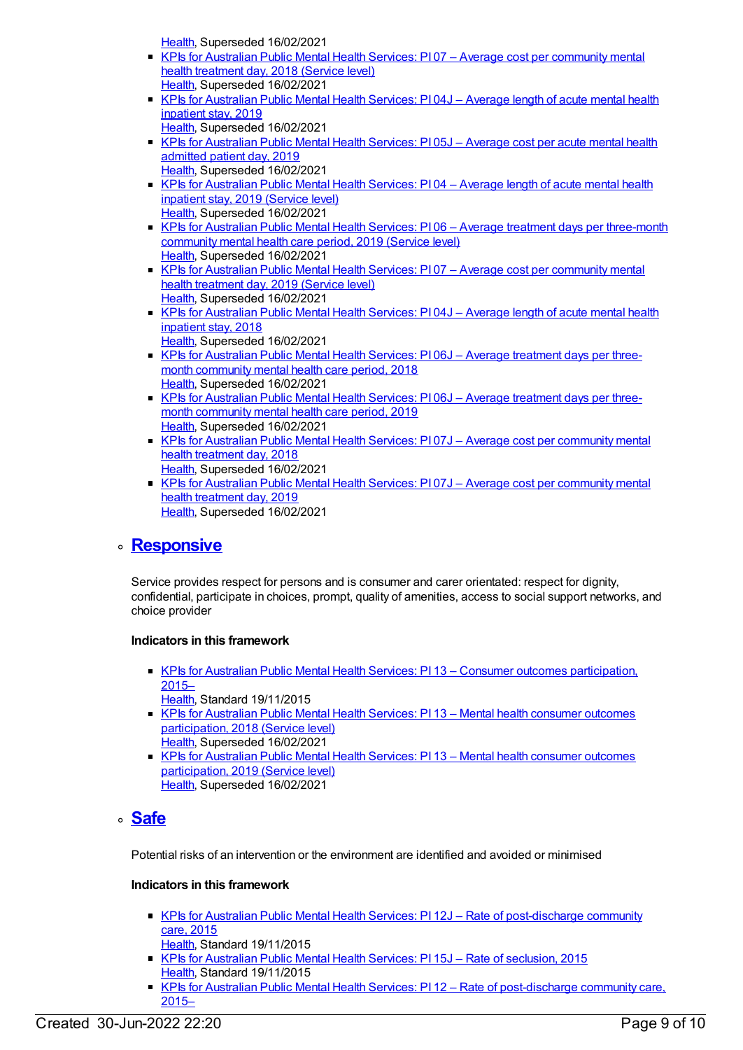Health, Superseded 16/02/2021

- KPIs for Australian Public Mental Health Services: PI 07 – Average cost per community mental health treatment day, 2018 (Service level)
  Health, Superseded 16/02/2021
- KPIs for Australian Public Mental Health Services: PI 04J – Average length of acute mental health inpatient stay, 2019
  Health, Superseded 16/02/2021
- KPIs for Australian Public Mental Health Services: PI 05J – Average cost per acute mental health admitted patient day, 2019
  Health, Superseded 16/02/2021
- KPIs for Australian Public Mental Health Services: PI 04 – Average length of acute mental health inpatient stay, 2019 (Service level)
  Health, Superseded 16/02/2021
- KPIs for Australian Public Mental Health Services: PI 06 – Average treatment days per three-month community mental health care period, 2019 (Service level)
  Health, Superseded 16/02/2021
- KPIs for Australian Public Mental Health Services: PI 07 – Average cost per community mental health treatment day, 2019 (Service level)
  Health, Superseded 16/02/2021
- KPIs for Australian Public Mental Health Services: PI 04J – Average length of acute mental health inpatient stay, 2018
  Health, Superseded 16/02/2021
- KPIs for Australian Public Mental Health Services: PI 06J – Average treatment days per three-month community mental health care period, 2018
  Health, Superseded 16/02/2021
- KPIs for Australian Public Mental Health Services: PI 06J – Average treatment days per three-month community mental health care period, 2019
  Health, Superseded 16/02/2021
- KPIs for Australian Public Mental Health Services: PI 07J – Average cost per community mental health treatment day, 2018
  Health, Superseded 16/02/2021
- KPIs for Australian Public Mental Health Services: PI 07J – Average cost per community mental health treatment day, 2019
  Health, Superseded 16/02/2021

## Responsive

Service provides respect for persons and is consumer and carer orientated: respect for dignity, confidential, participate in choices, prompt, quality of amenities, access to social support networks, and choice provider

**Indicators in this framework**

- KPIs for Australian Public Mental Health Services: PI 13 – Consumer outcomes participation, 2015–
  Health, Standard 19/11/2015
- KPIs for Australian Public Mental Health Services: PI 13 – Mental health consumer outcomes participation, 2018 (Service level)
  Health, Superseded 16/02/2021
- KPIs for Australian Public Mental Health Services: PI 13 – Mental health consumer outcomes participation, 2019 (Service level)
  Health, Superseded 16/02/2021

## Safe

Potential risks of an intervention or the environment are identified and avoided or minimised

**Indicators in this framework**

- KPIs for Australian Public Mental Health Services: PI 12J – Rate of post-discharge community care, 2015
  Health, Standard 19/11/2015
- KPIs for Australian Public Mental Health Services: PI 15J – Rate of seclusion, 2015
  Health, Standard 19/11/2015
- KPIs for Australian Public Mental Health Services: PI 12 – Rate of post-discharge community care, 2015–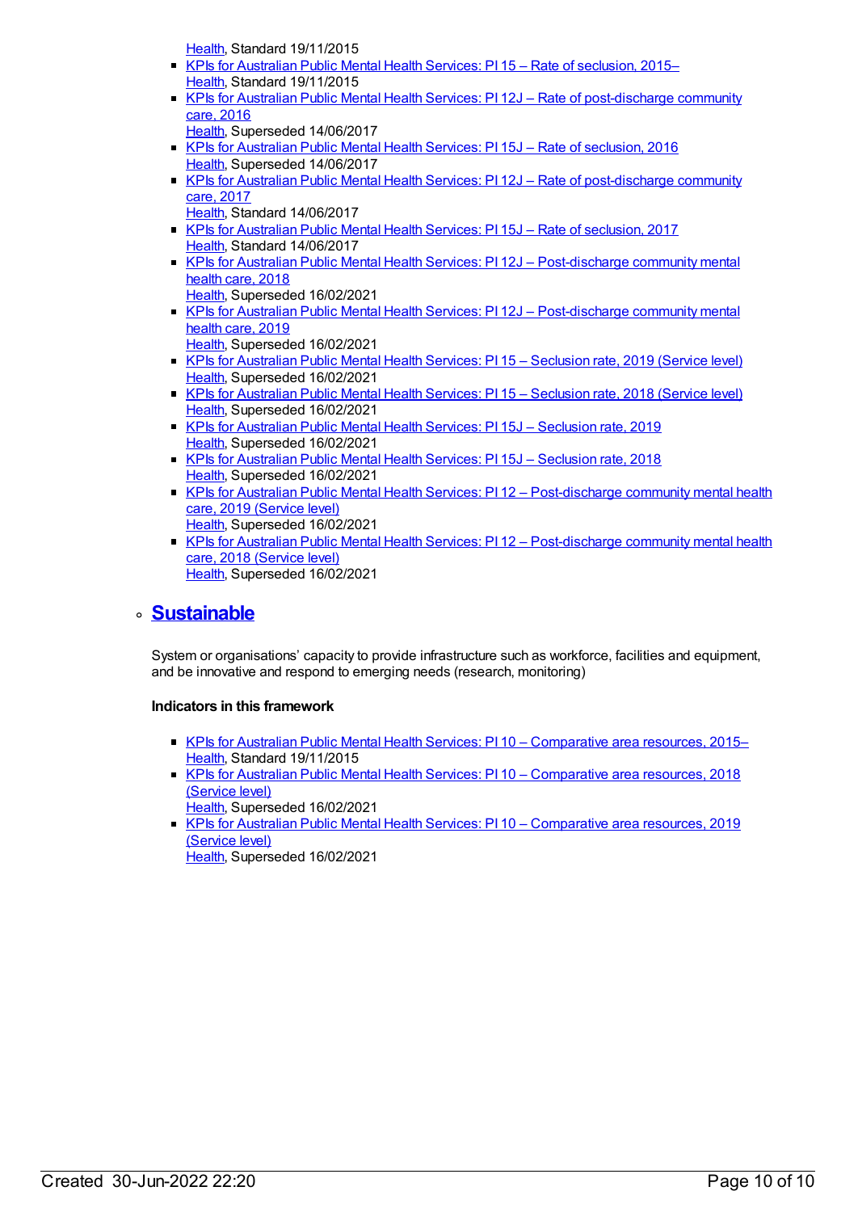Health, Standard 19/11/2015

- KPIs for Australian Public Mental Health Services: PI 15 – Rate of seclusion, 2015–
  Health, Standard 19/11/2015
- KPIs for Australian Public Mental Health Services: PI 12J – Rate of post-discharge community care, 2016
  Health, Superseded 14/06/2017
- KPIs for Australian Public Mental Health Services: PI 15J – Rate of seclusion, 2016
  Health, Superseded 14/06/2017
- KPIs for Australian Public Mental Health Services: PI 12J – Rate of post-discharge community care, 2017
  Health, Standard 14/06/2017
- KPIs for Australian Public Mental Health Services: PI 15J – Rate of seclusion, 2017
  Health, Standard 14/06/2017
- KPIs for Australian Public Mental Health Services: PI 12J – Post-discharge community mental health care, 2018
  Health, Superseded 16/02/2021
- KPIs for Australian Public Mental Health Services: PI 12J – Post-discharge community mental health care, 2019
  Health, Superseded 16/02/2021
- KPIs for Australian Public Mental Health Services: PI 15 – Seclusion rate, 2019 (Service level)
  Health, Superseded 16/02/2021
- KPIs for Australian Public Mental Health Services: PI 15 – Seclusion rate, 2018 (Service level)
  Health, Superseded 16/02/2021
- KPIs for Australian Public Mental Health Services: PI 15J – Seclusion rate, 2019
  Health, Superseded 16/02/2021
- KPIs for Australian Public Mental Health Services: PI 15J – Seclusion rate, 2018
  Health, Superseded 16/02/2021
- KPIs for Australian Public Mental Health Services: PI 12 – Post-discharge community mental health care, 2019 (Service level)
  Health, Superseded 16/02/2021
- KPIs for Australian Public Mental Health Services: PI 12 – Post-discharge community mental health care, 2018 (Service level)
  Health, Superseded 16/02/2021

## Sustainable

System or organisations' capacity to provide infrastructure such as workforce, facilities and equipment, and be innovative and respond to emerging needs (research, monitoring)

**Indicators in this framework**

- KPIs for Australian Public Mental Health Services: PI 10 – Comparative area resources, 2015–
  Health, Standard 19/11/2015
- KPIs for Australian Public Mental Health Services: PI 10 – Comparative area resources, 2018 (Service level)
  Health, Superseded 16/02/2021
- KPIs for Australian Public Mental Health Services: PI 10 – Comparative area resources, 2019 (Service level)
  Health, Superseded 16/02/2021